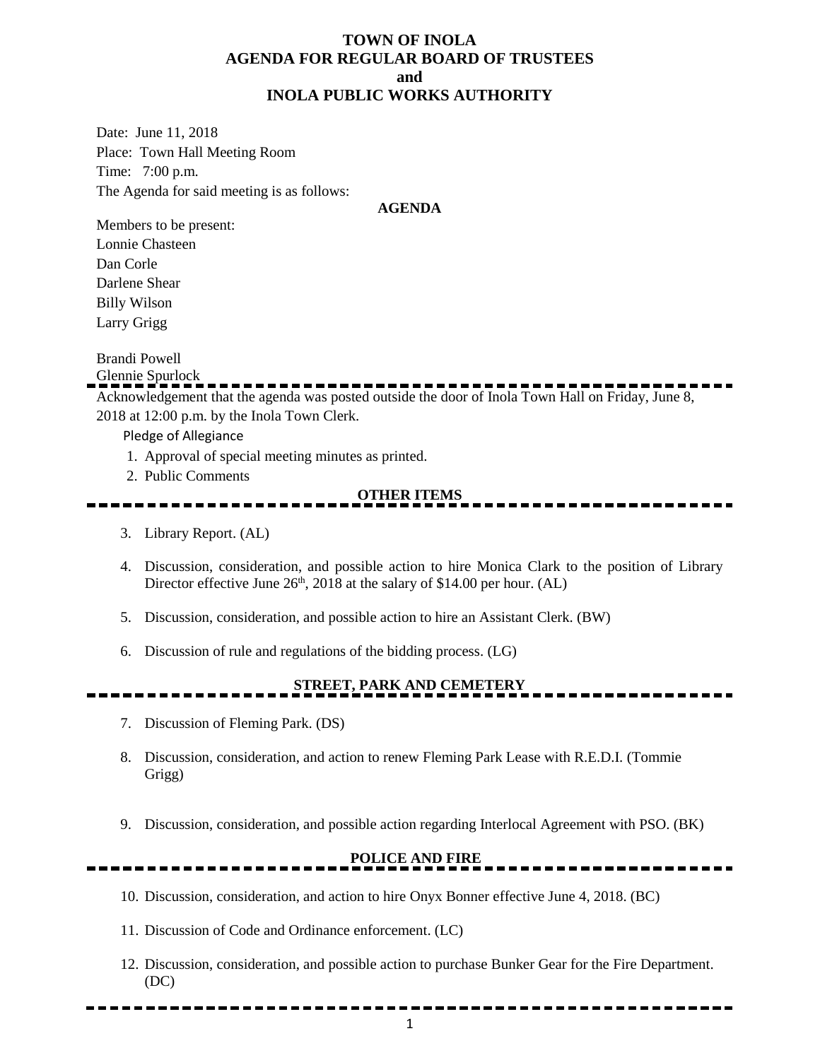# TOWN OF INOLA
## AGENDA FOR REGULAR BOARD OF TRUSTEES
## and
## INOLA PUBLIC WORKS AUTHORITY

Date: June 11, 2018

Place: Town Hall Meeting Room

Time: 7:00 p.m.

The Agenda for said meeting is as follows:

**AGENDA**

Members to be present:

Lonnie Chasteen

Dan Corle

Darlene Shear

Billy Wilson

Larry Grigg

Brandi Powell

Glennie Spurlock

---

Acknowledgement that the agenda was posted outside the door of Inola Town Hall on Friday, June 8, 2018 at 12:00 p.m. by the Inola Town Clerk.

Pledge of Allegiance

1. Approval of special meeting minutes as printed.
2. Public Comments

**OTHER ITEMS**

---

3. Library Report. (AL)
4. Discussion, consideration, and possible action to hire Monica Clark to the position of Library Director effective June 26th, 2018 at the salary of $14.00 per hour. (AL)
5. Discussion, consideration, and possible action to hire an Assistant Clerk. (BW)
6. Discussion of rule and regulations of the bidding process. (LG)

**STREET, PARK AND CEMETERY**

---

7. Discussion of Fleming Park. (DS)
8. Discussion, consideration, and action to renew Fleming Park Lease with R.E.D.I. (Tommie Grigg)
9. Discussion, consideration, and possible action regarding Interlocal Agreement with PSO. (BK)

**POLICE AND FIRE**

---

10. Discussion, consideration, and action to hire Onyx Bonner effective June 4, 2018. (BC)
11. Discussion of Code and Ordinance enforcement. (LC)
12. Discussion, consideration, and possible action to purchase Bunker Gear for the Fire Department. (DC)

---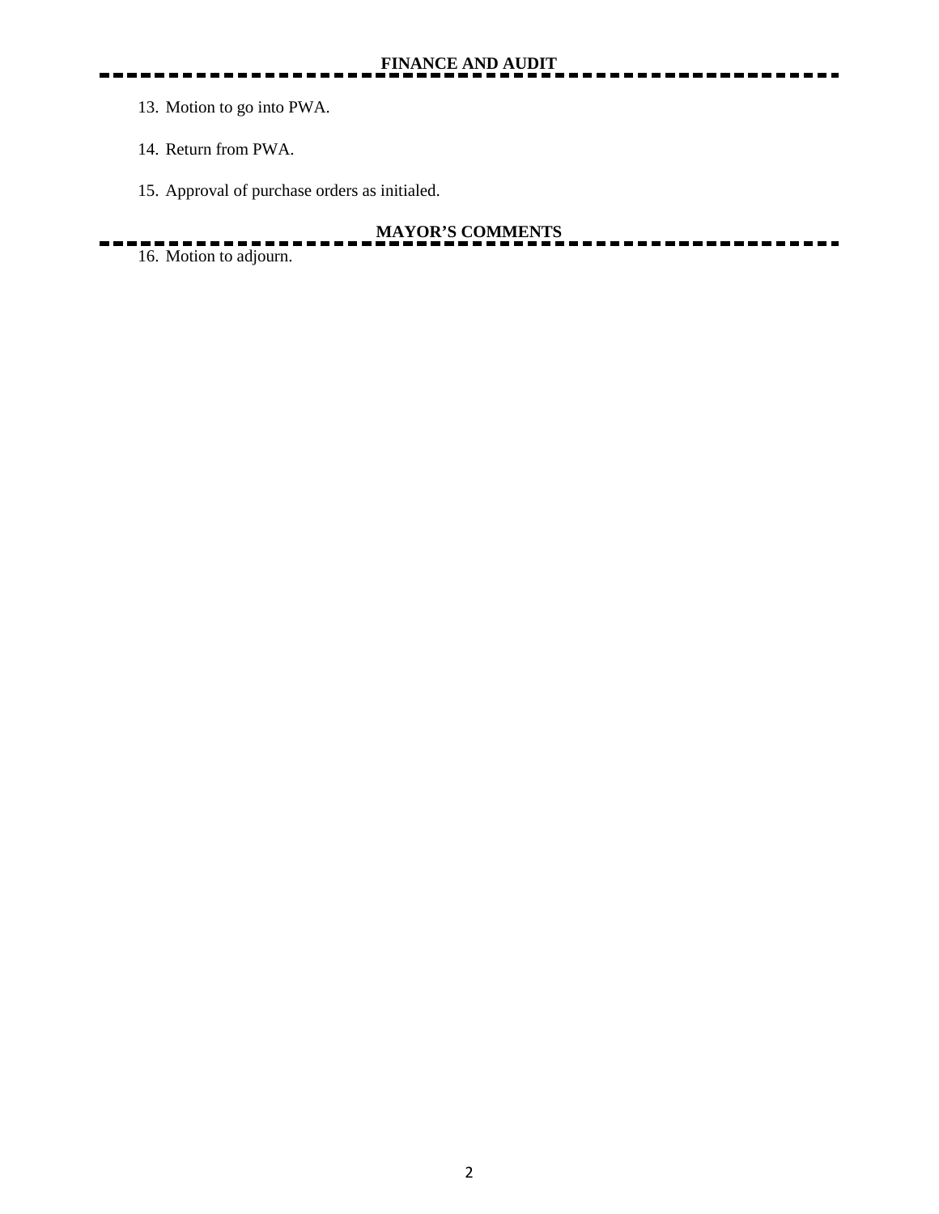## FINANCE AND AUDIT

13. Motion to go into PWA.

14. Return from PWA.

15. Approval of purchase orders as initialed.

## MAYOR'S COMMENTS

16. Motion to adjourn.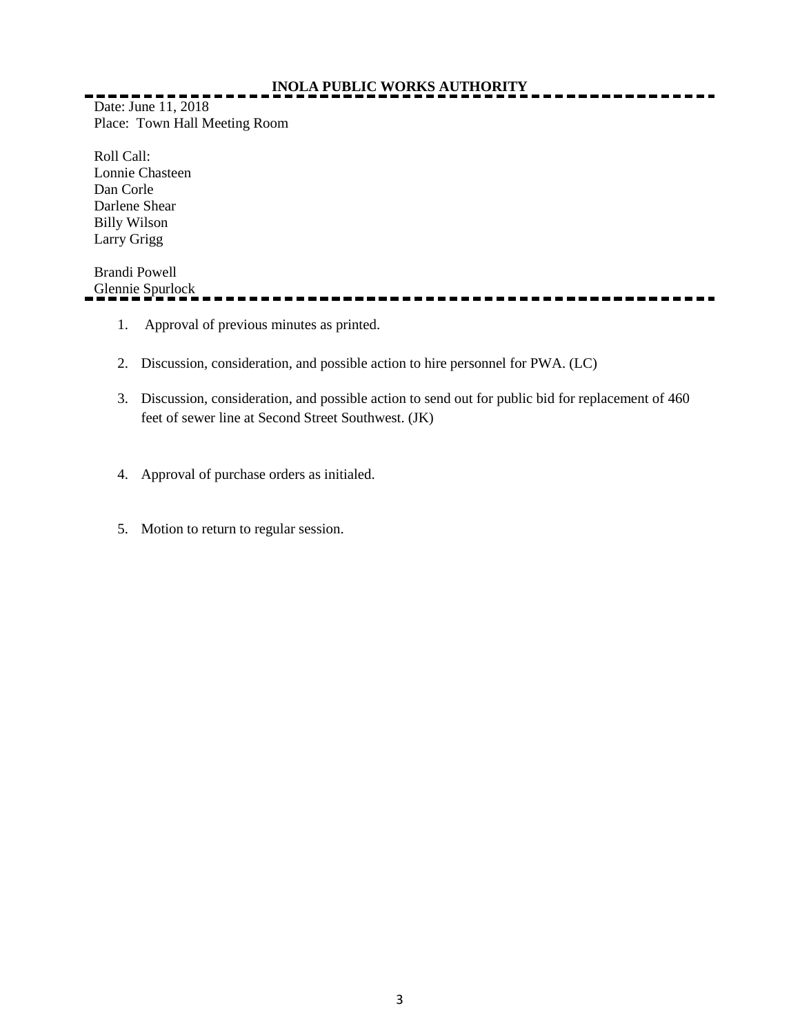**INOLA PUBLIC WORKS AUTHORITY**

Date: June 11, 2018
Place: Town Hall Meeting Room

Roll Call:
Lonnie Chasteen
Dan Corle
Darlene Shear
Billy Wilson
Larry Grigg

Brandi Powell
Glennie Spurlock

1. Approval of previous minutes as printed.

2. Discussion, consideration, and possible action to hire personnel for PWA. (LC)

3. Discussion, consideration, and possible action to send out for public bid for replacement of 460 feet of sewer line at Second Street Southwest. (JK)

4. Approval of purchase orders as initialed.

5. Motion to return to regular session.